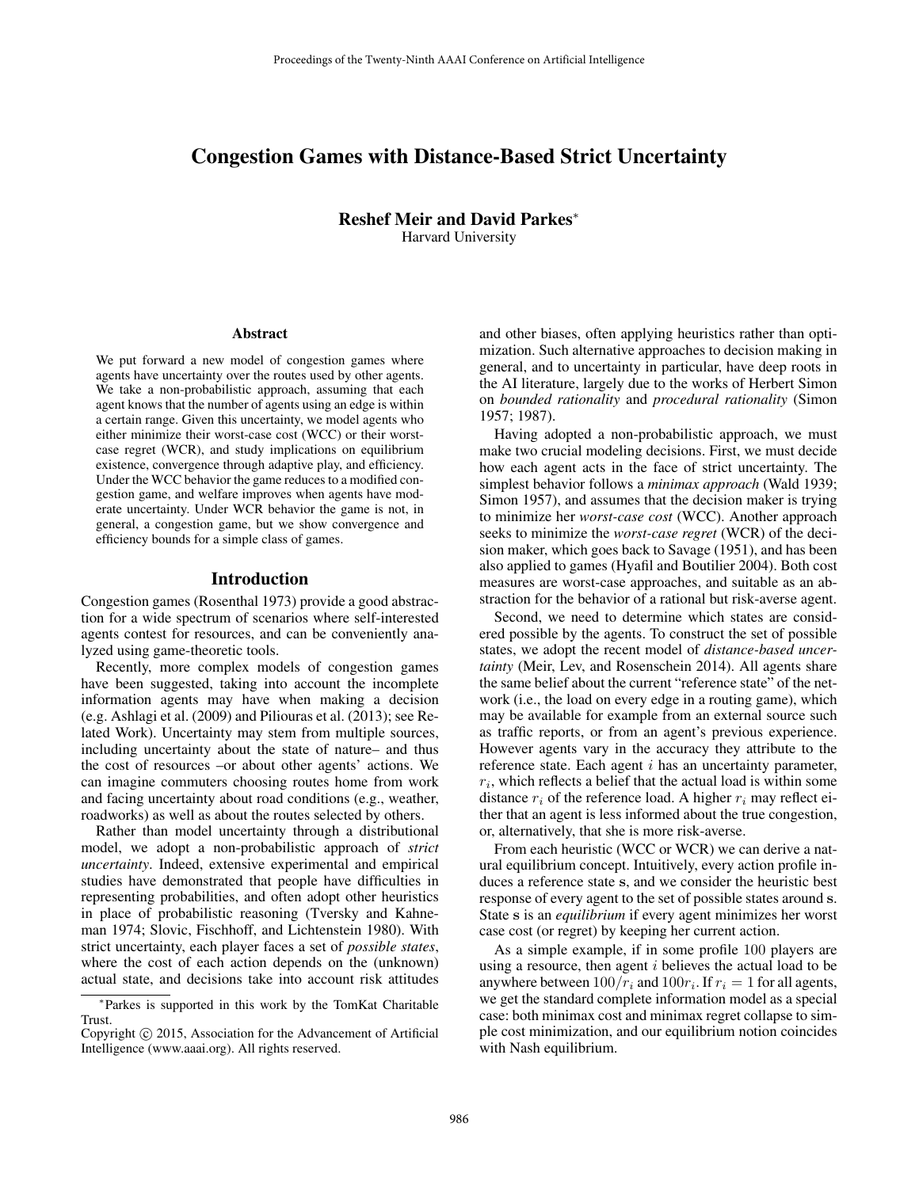# Congestion Games with Distance-Based Strict Uncertainty

**Reshef Meir and David Parkes***
Harvard University

## Abstract

We put forward a new model of congestion games where agents have uncertainty over the routes used by other agents. We take a non-probabilistic approach, assuming that each agent knows that the number of agents using an edge is within a certain range. Given this uncertainty, we model agents who either minimize their worst-case cost (WCC) or their worst-case regret (WCR), and study implications on equilibrium existence, convergence through adaptive play, and efficiency. Under the WCC behavior the game reduces to a modified congestion game, and welfare improves when agents have moderate uncertainty. Under WCR behavior the game is not, in general, a congestion game, but we show convergence and efficiency bounds for a simple class of games.

## Introduction

Congestion games (Rosenthal 1973) provide a good abstraction for a wide spectrum of scenarios where self-interested agents contest for resources, and can be conveniently analyzed using game-theoretic tools.

Recently, more complex models of congestion games have been suggested, taking into account the incomplete information agents may have when making a decision (e.g. Ashlagi et al. (2009) and Piliouras et al. (2013); see Related Work). Uncertainty may stem from multiple sources, including uncertainty about the state of nature– and thus the cost of resources –or about other agents' actions. We can imagine commuters choosing routes home from work and facing uncertainty about road conditions (e.g., weather, roadworks) as well as about the routes selected by others.

Rather than model uncertainty through a distributional model, we adopt a non-probabilistic approach of *strict uncertainty*. Indeed, extensive experimental and empirical studies have demonstrated that people have difficulties in representing probabilities, and often adopt other heuristics in place of probabilistic reasoning (Tversky and Kahneman 1974; Slovic, Fischhoff, and Lichtenstein 1980). With strict uncertainty, each player faces a set of *possible states*, where the cost of each action depends on the (unknown) actual state, and decisions take into account risk attitudes and other biases, often applying heuristics rather than optimization. Such alternative approaches to decision making in general, and to uncertainty in particular, have deep roots in the AI literature, largely due to the works of Herbert Simon on *bounded rationality* and *procedural rationality* (Simon 1957; 1987).

Having adopted a non-probabilistic approach, we must make two crucial modeling decisions. First, we must decide how each agent acts in the face of strict uncertainty. The simplest behavior follows a *minimax approach* (Wald 1939; Simon 1957), and assumes that the decision maker is trying to minimize her *worst-case cost* (WCC). Another approach seeks to minimize the *worst-case regret* (WCR) of the decision maker, which goes back to Savage (1951), and has been also applied to games (Hyafil and Boutilier 2004). Both cost measures are worst-case approaches, and suitable as an abstraction for the behavior of a rational but risk-averse agent.

Second, we need to determine which states are considered possible by the agents. To construct the set of possible states, we adopt the recent model of *distance-based uncertainty* (Meir, Lev, and Rosenschein 2014). All agents share the same belief about the current "reference state" of the network (i.e., the load on every edge in a routing game), which may be available for example from an external source such as traffic reports, or from an agent's previous experience. However agents vary in the accuracy they attribute to the reference state. Each agent $i$ has an uncertainty parameter, $r_i$, which reflects a belief that the actual load is within some distance $r_i$ of the reference load. A higher $r_i$ may reflect either that an agent is less informed about the true congestion, or, alternatively, that she is more risk-averse.

From each heuristic (WCC or WCR) we can derive a natural equilibrium concept. Intuitively, every action profile induces a reference state $\mathbf{s}$, and we consider the heuristic best response of every agent to the set of possible states around $\mathbf{s}$. State $\mathbf{s}$ is an *equilibrium* if every agent minimizes her worst case cost (or regret) by keeping her current action.

As a simple example, if in some profile 100 players are using a resource, then agent $i$ believes the actual load to be anywhere between $100/r_i$ and $100r_i$. If $r_i = 1$ for all agents, we get the standard complete information model as a special case: both minimax cost and minimax regret collapse to simple cost minimization, and our equilibrium notion coincides with Nash equilibrium.

*Parkes is supported in this work by the TomKat Charitable Trust.

Copyright © 2015, Association for the Advancement of Artificial Intelligence (www.aaai.org). All rights reserved.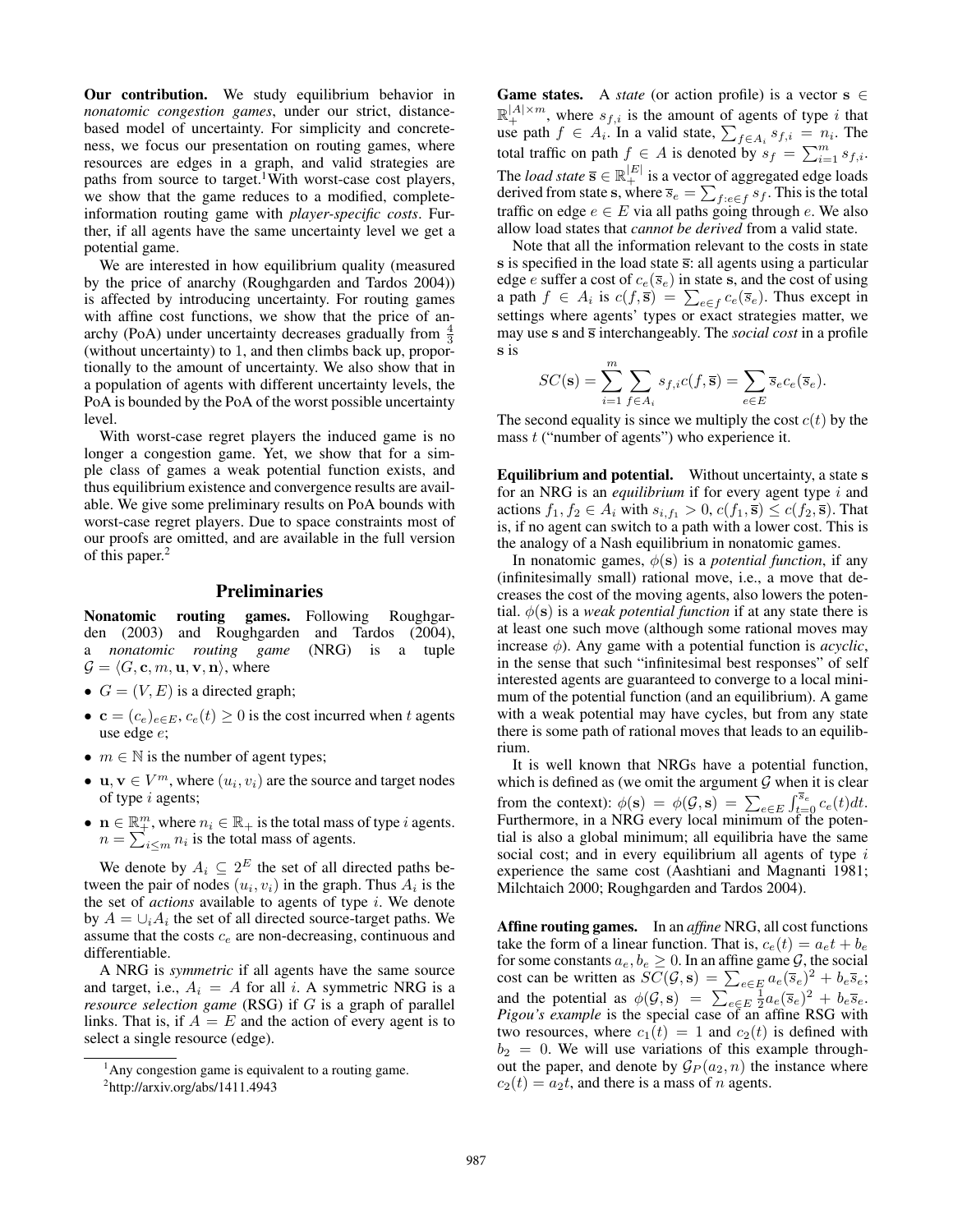**Our contribution.** We study equilibrium behavior in *nonatomic congestion games*, under our strict, distance-based model of uncertainty. For simplicity and concreteness, we focus our presentation on routing games, where resources are edges in a graph, and valid strategies are paths from source to target.[1] With worst-case cost players, we show that the game reduces to a modified, complete-information routing game with *player-specific costs*. Further, if all agents have the same uncertainty level we get a potential game.

We are interested in how equilibrium quality (measured by the price of anarchy (Roughgarden and Tardos 2004)) is affected by introducing uncertainty. For routing games with affine cost functions, we show that the price of anarchy (PoA) under uncertainty decreases gradually from $\frac{4}{3}$ (without uncertainty) to 1, and then climbs back up, proportionally to the amount of uncertainty. We also show that in a population of agents with different uncertainty levels, the PoA is bounded by the PoA of the worst possible uncertainty level.

With worst-case regret players the induced game is no longer a congestion game. Yet, we show that for a simple class of games a weak potential function exists, and thus equilibrium existence and convergence results are available. We give some preliminary results on PoA bounds with worst-case regret players. Due to space constraints most of our proofs are omitted, and are available in the full version of this paper.[2]

## Preliminaries

**Nonatomic routing games.** Following Roughgarden (2003) and Roughgarden and Tardos (2004), a *nonatomic routing game* (NRG) is a tuple $\mathcal{G} = \langle G, \mathbf{c}, m, \mathbf{u}, \mathbf{v}, \mathbf{n}\rangle$, where

- $G = (V, E)$ is a directed graph;
- $\mathbf{c} = (c_e)_{e\in E}$, $c_e(t) \geq 0$ is the cost incurred when $t$ agents use edge $e$;
- $m \in \mathbb{N}$ is the number of agent types;
- $\mathbf{u}, \mathbf{v} \in V^m$, where $(u_i, v_i)$ are the source and target nodes of type $i$ agents;
- $\mathbf{n} \in \mathbb{R}^m_+$, where $n_i \in \mathbb{R}_+$ is the total mass of type $i$ agents. $n = \sum_{i\leq m} n_i$ is the total mass of agents.

We denote by $A_i \subseteq 2^E$ the set of all directed paths between the pair of nodes $(u_i, v_i)$ in the graph. Thus $A_i$ is the set of *actions* available to agents of type $i$. We denote by $A = \cup_i A_i$ the set of all directed source-target paths. We assume that the costs $c_e$ are non-decreasing, continuous and differentiable.

A NRG is *symmetric* if all agents have the same source and target, i.e., $A_i = A$ for all $i$. A symmetric NRG is a *resource selection game* (RSG) if $G$ is a graph of parallel links. That is, if $A = E$ and the action of every agent is to select a single resource (edge).

[1] Any congestion game is equivalent to a routing game.

[2] http://arxiv.org/abs/1411.4943

**Game states.** A *state* (or action profile) is a vector $\mathbf{s} \in \mathbb{R}^{|A|\times m}_+$, where $s_{f,i}$ is the amount of agents of type $i$ that use path $f \in A_i$. In a valid state, $\sum_{f\in A_i} s_{f,i} = n_i$. The total traffic on path $f \in A$ is denoted by $s_f = \sum_{i=1}^m s_{f,i}$. The *load state* $\overline{\mathbf{s}} \in \mathbb{R}^{|E|}_+$ is a vector of aggregated edge loads derived from state $\mathbf{s}$, where $\overline{s}_e = \sum_{f:e\in f} s_f$. This is the total traffic on edge $e \in E$ via all paths going through $e$. We also allow load states that *cannot be derived* from a valid state.

Note that all the information relevant to the costs in state $\mathbf{s}$ is specified in the load state $\overline{\mathbf{s}}$: all agents using a particular edge $e$ suffer a cost of $c_e(\overline{s}_e)$ in state $\mathbf{s}$, and the cost of using a path $f \in A_i$ is $c(f, \overline{\mathbf{s}}) = \sum_{e\in f} c_e(\overline{s}_e)$. Thus except in settings where agents' types or exact strategies matter, we may use $\mathbf{s}$ and $\overline{\mathbf{s}}$ interchangeably. The *social cost* in a profile $\mathbf{s}$ is

$$SC(\mathbf{s}) = \sum_{i=1}^{m} \sum_{f\in A_i} s_{f,i} c(f, \overline{\mathbf{s}}) = \sum_{e\in E} \overline{s}_e c_e(\overline{s}_e).$$

The second equality is since we multiply the cost $c(t)$ by the mass $t$ ("number of agents") who experience it.

**Equilibrium and potential.** Without uncertainty, a state $\mathbf{s}$ for an NRG is an *equilibrium* if for every agent type $i$ and actions $f_1, f_2 \in A_i$ with $s_{i,f_1} > 0$, $c(f_1, \overline{\mathbf{s}}) \leq c(f_2, \overline{\mathbf{s}})$. That is, if no agent can switch to a path with a lower cost. This is the analogy of a Nash equilibrium in nonatomic games.

In nonatomic games, $\phi(\mathbf{s})$ is a *potential function*, if any (infinitesimally small) rational move, i.e., a move that decreases the cost of the moving agents, also lowers the potential. $\phi(\mathbf{s})$ is a *weak potential function* if at any state there is at least one such move (although some rational moves may increase $\phi$). Any game with a potential function is *acyclic*, in the sense that such "infinitesimal best responses" of self interested agents are guaranteed to converge to a local minimum of the potential function (and an equilibrium). A game with a weak potential may have cycles, but from any state there is some path of rational moves that leads to an equilibrium.

It is well known that NRGs have a potential function, which is defined as (we omit the argument $\mathcal{G}$ when it is clear from the context): $\phi(\mathbf{s}) = \phi(\mathcal{G}, \mathbf{s}) = \sum_{e\in E} \int_{t=0}^{\overline{s}_e} c_e(t)dt$. Furthermore, in a NRG every local minimum of the potential is also a global minimum; all equilibria have the same social cost; and in every equilibrium all agents of type $i$ experience the same cost (Aashtiani and Magnanti 1981; Milchtaich 2000; Roughgarden and Tardos 2004).

**Affine routing games.** In an *affine* NRG, all cost functions take the form of a linear function. That is, $c_e(t) = a_e t + b_e$ for some constants $a_e, b_e \geq 0$. In an affine game $\mathcal{G}$, the social cost can be written as $SC(\mathcal{G}, \mathbf{s}) = \sum_{e\in E} a_e(\overline{s}_e)^2 + b_e\overline{s}_e$; and the potential as $\phi(\mathcal{G}, \mathbf{s}) = \sum_{e\in E} \frac{1}{2} a_e(\overline{s}_e)^2 + b_e\overline{s}_e$. *Pigou's example* is the special case of an affine RSG with two resources, where $c_1(t) = 1$ and $c_2(t)$ is defined with $b_2 = 0$. We will use variations of this example throughout the paper, and denote by $\mathcal{G}_P(a_2, n)$ the instance where $c_2(t) = a_2 t$, and there is a mass of $n$ agents.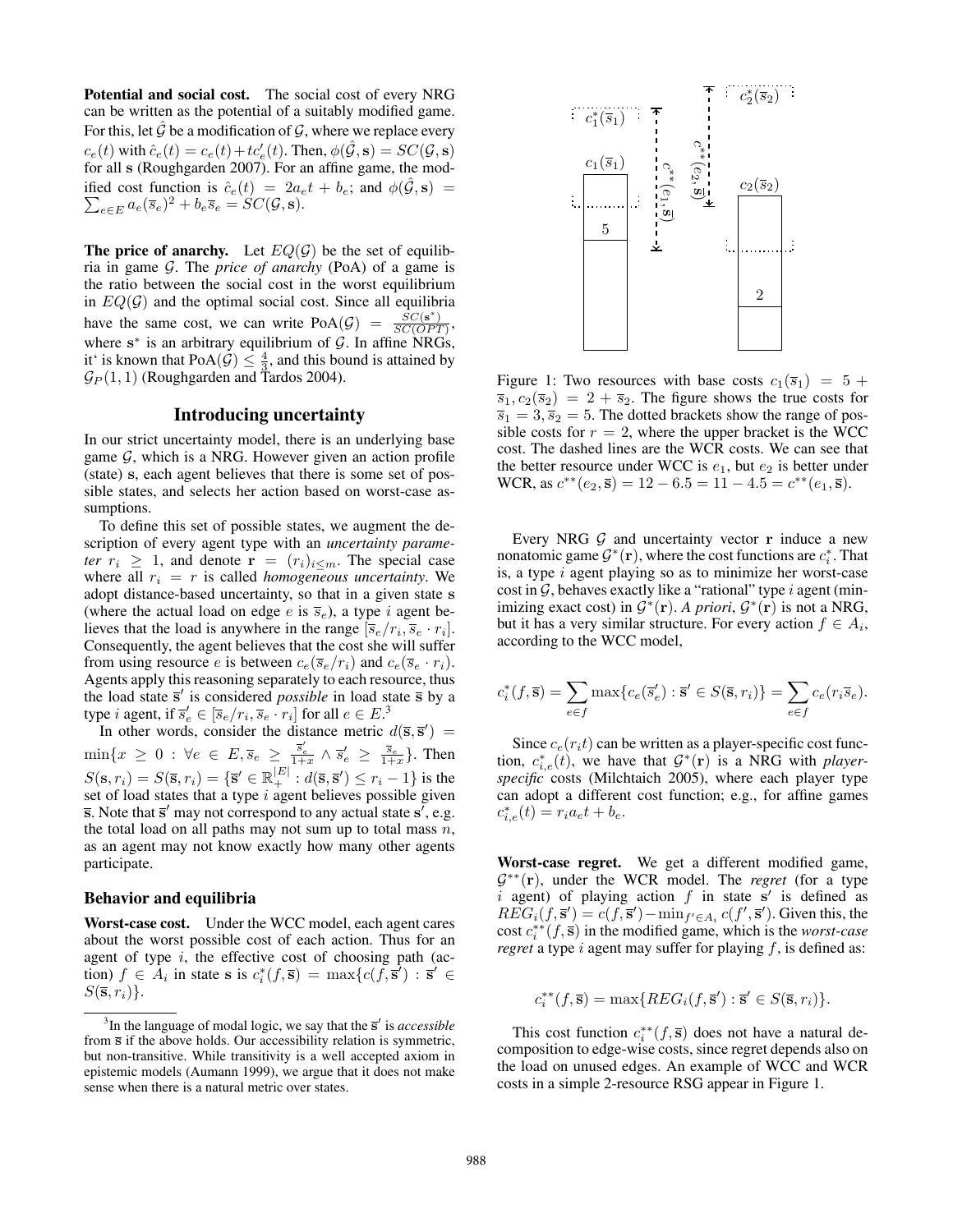**Potential and social cost.** The social cost of every NRG can be written as the potential of a suitably modified game. For this, let $\hat{\mathcal{G}}$ be a modification of $\mathcal{G}$, where we replace every $c_e(t)$ with $\hat{c}_e(t) = c_e(t) + tc'_e(t)$. Then, $\phi(\hat{\mathcal{G}}, \mathbf{s}) = SC(\mathcal{G}, \mathbf{s})$ for all $\mathbf{s}$ (Roughgarden 2007). For an affine game, the modified cost function is $\hat{c}_e(t) = 2a_e t + b_e$; and $\phi(\hat{\mathcal{G}}, \mathbf{s}) = \sum_{e \in E} a_e(\overline{s}_e)^2 + b_e \overline{s}_e = SC(\mathcal{G}, \mathbf{s})$.

**The price of anarchy.** Let $EQ(\mathcal{G})$ be the set of equilibria in game $\mathcal{G}$. The *price of anarchy* (PoA) of a game is the ratio between the social cost in the worst equilibrium in $EQ(\mathcal{G})$ and the optimal social cost. Since all equilibria have the same cost, we can write $\text{PoA}(\mathcal{G}) = \frac{SC(\mathbf{s}^*)}{SC(OPT)}$, where $\mathbf{s}^*$ is an arbitrary equilibrium of $\mathcal{G}$. In affine NRGs, it' is known that $\text{PoA}(\mathcal{G}) \leq \frac{4}{3}$, and this bound is attained by $\mathcal{G}_P(1, 1)$ (Roughgarden and Tardos 2004).

## Introducing uncertainty

In our strict uncertainty model, there is an underlying base game $\mathcal{G}$, which is a NRG. However given an action profile (state) $\mathbf{s}$, each agent believes that there is some set of possible states, and selects her action based on worst-case assumptions.

To define this set of possible states, we augment the description of every agent type with an *uncertainty parameter* $r_i \geq 1$, and denote $\mathbf{r} = (r_i)_{i \leq m}$. The special case where all $r_i = r$ is called *homogeneous uncertainty*. We adopt distance-based uncertainty, so that in a given state $\mathbf{s}$ (where the actual load on edge $e$ is $\overline{s}_e$), a type $i$ agent believes that the load is anywhere in the range $[\overline{s}_e / r_i, \overline{s}_e \cdot r_i]$. Consequently, the agent believes that the cost she will suffer from using resource $e$ is between $c_e(\overline{s}_e / r_i)$ and $c_e(\overline{s}_e \cdot r_i)$. Agents apply this reasoning separately to each resource, thus the load state $\overline{\mathbf{s}}'$ is considered *possible* in load state $\overline{\mathbf{s}}$ by a type $i$ agent, if $\overline{s}'_e \in [\overline{s}_e / r_i, \overline{s}_e \cdot r_i]$ for all $e \in E$.[3]

In other words, consider the distance metric $d(\overline{\mathbf{s}}, \overline{\mathbf{s}}') = \min\{x \geq 0 : \forall e \in E, \overline{s}_e \geq \frac{\overline{s}'_e}{1+x} \wedge \overline{s}'_e \geq \frac{\overline{s}_e}{1+x}\}$. Then $S(\mathbf{s}, r_i) = S(\overline{\mathbf{s}}, r_i) = \{\overline{\mathbf{s}}' \in \mathbb{R}^{|E|}_+ : d(\overline{\mathbf{s}}, \overline{\mathbf{s}}') \leq r_i - 1\}$ is the set of load states that a type $i$ agent believes possible given $\overline{\mathbf{s}}$. Note that $\overline{\mathbf{s}}'$ may not correspond to any actual state $\mathbf{s}'$, e.g. the total load on all paths may not sum up to total mass $n$, as an agent may not know exactly how many other agents participate.

### Behavior and equilibria

**Worst-case cost.** Under the WCC model, each agent cares about the worst possible cost of each action. Thus for an agent of type $i$, the effective cost of choosing path (action) $f \in A_i$ in state $\mathbf{s}$ is $c^*_i(f, \overline{\mathbf{s}}) = \max\{c(f, \overline{\mathbf{s}}') : \overline{\mathbf{s}}' \in S(\overline{\mathbf{s}}, r_i)\}$.

[3] In the language of modal logic, we say that the $\overline{\mathbf{s}}'$ is *accessible* from $\overline{\mathbf{s}}$ if the above holds. Our accessibility relation is symmetric, but non-transitive. While transitivity is a well accepted axiom in epistemic models (Aumann 1999), we argue that it does not make sense when there is a natural metric over states.

Figure 1: Two resources with base costs $c_1(\overline{s}_1) = 5 + \overline{s}_1, c_2(\overline{s}_2) = 2 + \overline{s}_2$. The figure shows the true costs for $\overline{s}_1 = 3, \overline{s}_2 = 5$. The dotted brackets show the range of possible costs for $r = 2$, where the upper bracket is the WCC cost. The dashed lines are the WCR costs. We can see that the better resource under WCC is $e_1$, but $e_2$ is better under WCR, as $c^{**}(e_2, \overline{\mathbf{s}}) = 12 - 6.5 = 11 - 4.5 = c^{**}(e_1, \overline{\mathbf{s}})$.

Every NRG $\mathcal{G}$ and uncertainty vector $\mathbf{r}$ induce a new nonatomic game $\mathcal{G}^*(\mathbf{r})$, where the cost functions are $c^*_i$. That is, a type $i$ agent playing so as to minimize her worst-case cost in $\mathcal{G}$, behaves exactly like a "rational" type $i$ agent (minimizing exact cost) in $\mathcal{G}^*(\mathbf{r})$. *A priori*, $\mathcal{G}^*(\mathbf{r})$ is not a NRG, but it has a very similar structure. For every action $f \in A_i$, according to the WCC model,

$$c^*_i(f, \overline{\mathbf{s}}) = \sum_{e \in f} \max\{c_e(\overline{s}'_e) : \overline{\mathbf{s}}' \in S(\overline{\mathbf{s}}, r_i)\} = \sum_{e \in f} c_e(r_i \overline{s}_e).$$

Since $c_e(r_i t)$ can be written as a player-specific cost function, $c^*_{i,e}(t)$, we have that $\mathcal{G}^*(\mathbf{r})$ is a NRG with *player-specific* costs (Milchtaich 2005), where each player type can adopt a different cost function; e.g., for affine games $c^*_{i,e}(t) = r_i a_e t + b_e$.

**Worst-case regret.** We get a different modified game, $\mathcal{G}^{**}(\mathbf{r})$, under the WCR model. The *regret* (for a type $i$ agent) of playing action $f$ in state $\mathbf{s}'$ is defined as $REG_i(f, \overline{\mathbf{s}}') = c(f, \overline{\mathbf{s}}') - \min_{f' \in A_i} c(f', \overline{\mathbf{s}}')$. Given this, the cost $c^{**}_i(f, \overline{\mathbf{s}})$ in the modified game, which is the *worst-case regret* a type $i$ agent may suffer for playing $f$, is defined as:

$$c^{**}_i(f, \overline{\mathbf{s}}) = \max\{REG_i(f, \overline{\mathbf{s}}') : \overline{\mathbf{s}}' \in S(\overline{\mathbf{s}}, r_i)\}.$$

This cost function $c^{**}_i(f, \overline{\mathbf{s}})$ does not have a natural decomposition to edge-wise costs, since regret depends also on the load on unused edges. An example of WCC and WCR costs in a simple 2-resource RSG appear in Figure 1.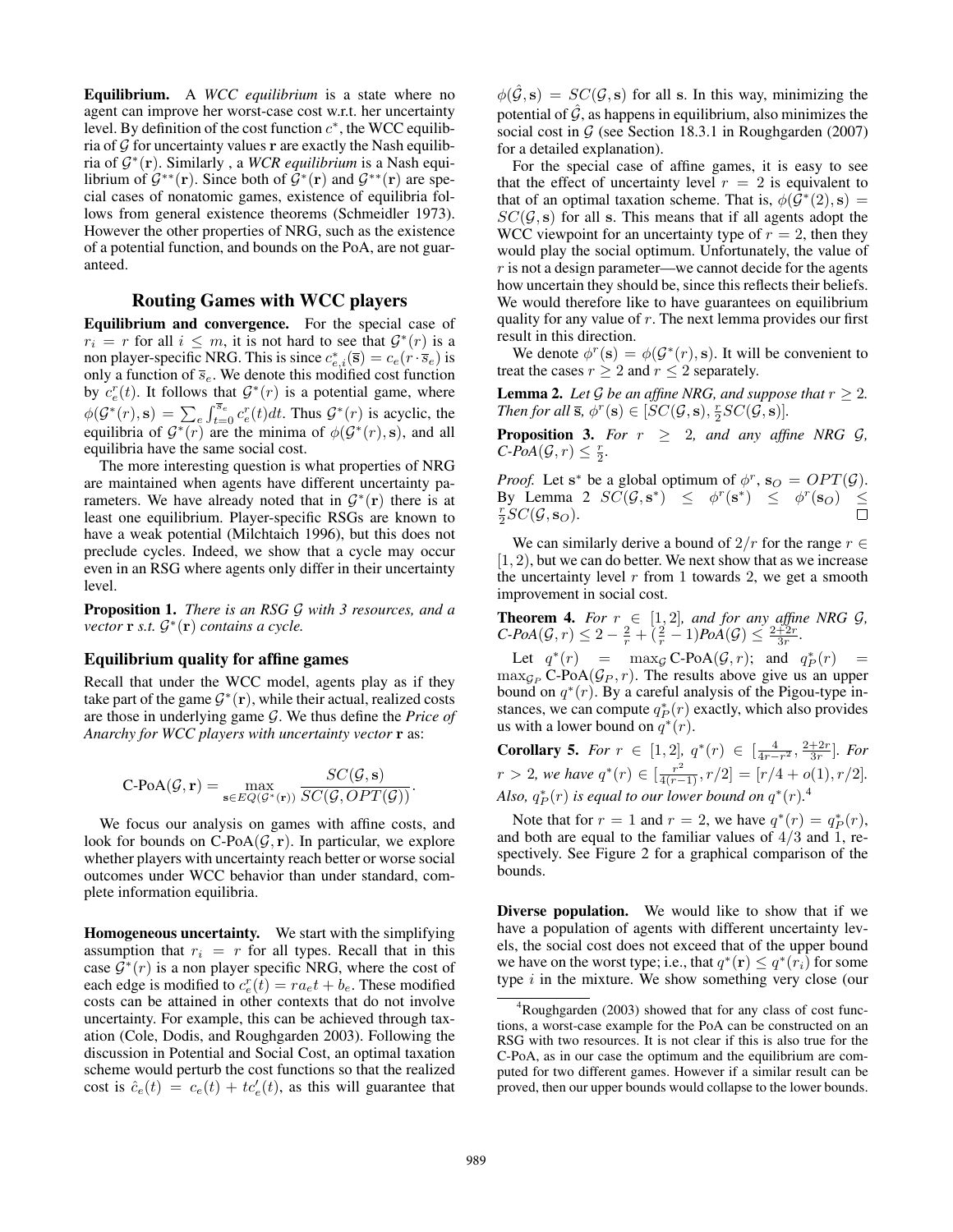**Equilibrium.** A *WCC equilibrium* is a state where no agent can improve her worst-case cost w.r.t. her uncertainty level. By definition of the cost function $c^*$, the WCC equilibria of $\mathcal{G}$ for uncertainty values $\mathbf{r}$ are exactly the Nash equilibria of $\mathcal{G}^*(\mathbf{r})$. Similarly , a *WCR equilibrium* is a Nash equilibrium of $\mathcal{G}^{**}(\mathbf{r})$. Since both of $\mathcal{G}^*(\mathbf{r})$ and $\mathcal{G}^{**}(\mathbf{r})$ are special cases of nonatomic games, existence of equilibria follows from general existence theorems (Schmeidler 1973). However the other properties of NRG, such as the existence of a potential function, and bounds on the PoA, are not guaranteed.

## Routing Games with WCC players

**Equilibrium and convergence.** For the special case of $r_i = r$ for all $i \leq m$, it is not hard to see that $\mathcal{G}^*(r)$ is a non player-specific NRG. This is since $c^*_{e,i}(\overline{\mathbf{s}}) = c_e(r \cdot \overline{s}_e)$ is only a function of $\overline{s}_e$. We denote this modified cost function by $c^r_e(t)$. It follows that $\mathcal{G}^*(r)$ is a potential game, where $\phi(\mathcal{G}^*(r), \mathbf{s}) = \sum_e \int_{t=0}^{\overline{s}_e} c^r_e(t)dt$. Thus $\mathcal{G}^*(r)$ is acyclic, the equilibria of $\mathcal{G}^*(r)$ are the minima of $\phi(\mathcal{G}^*(r), \mathbf{s})$, and all equilibria have the same social cost.

The more interesting question is what properties of NRG are maintained when agents have different uncertainty parameters. We have already noted that in $\mathcal{G}^*(\mathbf{r})$ there is at least one equilibrium. Player-specific RSGs are known to have a weak potential (Milchtaich 1996), but this does not preclude cycles. Indeed, we show that a cycle may occur even in an RSG where agents only differ in their uncertainty level.

**Proposition 1.** *There is an RSG $\mathcal{G}$ with 3 resources, and a vector $\mathbf{r}$ s.t. $\mathcal{G}^*(\mathbf{r})$ contains a cycle.*

### Equilibrium quality for affine games

Recall that under the WCC model, agents play as if they take part of the game $\mathcal{G}^*(\mathbf{r})$, while their actual, realized costs are those in underlying game $\mathcal{G}$. We thus define the *Price of Anarchy for WCC players with uncertainty vector* $\mathbf{r}$ as:

$$\text{C-PoA}(\mathcal{G}, \mathbf{r}) = \max_{\mathbf{s} \in EQ(\mathcal{G}^*(\mathbf{r}))} \frac{SC(\mathcal{G}, \mathbf{s})}{SC(\mathcal{G}, OPT(\mathcal{G}))}.$$

We focus our analysis on games with affine costs, and look for bounds on C-PoA$(\mathcal{G}, \mathbf{r})$. In particular, we explore whether players with uncertainty reach better or worse social outcomes under WCC behavior than under standard, complete information equilibria.

**Homogeneous uncertainty.** We start with the simplifying assumption that $r_i = r$ for all types. Recall that in this case $\mathcal{G}^*(r)$ is a non player specific NRG, where the cost of each edge is modified to $c^r_e(t) = ra_e t + b_e$. These modified costs can be attained in other contexts that do not involve uncertainty. For example, this can be achieved through taxation (Cole, Dodis, and Roughgarden 2003). Following the discussion in Potential and Social Cost, an optimal taxation scheme would perturb the cost functions so that the realized cost is $\hat{c}_e(t) = c_e(t) + tc'_e(t)$, as this will guarantee that $\phi(\hat{\mathcal{G}}, \mathbf{s}) = SC(\mathcal{G}, \mathbf{s})$ for all $\mathbf{s}$. In this way, minimizing the potential of $\hat{\mathcal{G}}$, as happens in equilibrium, also minimizes the social cost in $\mathcal{G}$ (see Section 18.3.1 in Roughgarden (2007) for a detailed explanation).

For the special case of affine games, it is easy to see that the effect of uncertainty level $r = 2$ is equivalent to that of an optimal taxation scheme. That is, $\phi(\mathcal{G}^*(2), \mathbf{s}) = SC(\mathcal{G}, \mathbf{s})$ for all $\mathbf{s}$. This means that if all agents adopt the WCC viewpoint for an uncertainty type of $r = 2$, then they would play the social optimum. Unfortunately, the value of $r$ is not a design parameter—we cannot decide for the agents how uncertain they should be, since this reflects their beliefs. We would therefore like to have guarantees on equilibrium quality for any value of $r$. The next lemma provides our first result in this direction.

We denote $\phi^r(\mathbf{s}) = \phi(\mathcal{G}^*(r), \mathbf{s})$. It will be convenient to treat the cases $r \geq 2$ and $r \leq 2$ separately.

**Lemma 2.** *Let $\mathcal{G}$ be an affine NRG, and suppose that $r \geq 2$. Then for all $\overline{\mathbf{s}}$, $\phi^r(\mathbf{s}) \in [SC(\mathcal{G}, \mathbf{s}), \frac{r}{2}SC(\mathcal{G}, \mathbf{s})]$.*

**Proposition 3.** *For $r \geq 2$, and any affine NRG $\mathcal{G}$, C-PoA$(\mathcal{G}, r) \leq \frac{r}{2}$.*

*Proof.* Let $\mathbf{s}^*$ be a global optimum of $\phi^r$, $\mathbf{s}_O = OPT(\mathcal{G})$. By Lemma 2 $SC(\mathcal{G}, \mathbf{s}^*) \leq \phi^r(\mathbf{s}^*) \leq \phi^r(\mathbf{s}_O) \leq \frac{r}{2}SC(\mathcal{G}, \mathbf{s}_O)$. □

We can similarly derive a bound of $2/r$ for the range $r \in [1, 2)$, but we can do better. We next show that as we increase the uncertainty level $r$ from 1 towards 2, we get a smooth improvement in social cost.

**Theorem 4.** *For $r \in [1, 2]$, and for any affine NRG $\mathcal{G}$, C-PoA$(\mathcal{G}, r) \leq 2 - \frac{2}{r} + (\frac{2}{r} - 1)$PoA$(\mathcal{G}) \leq \frac{2+2r}{3r}$.*

Let $q^*(r) = \max_{\mathcal{G}} \text{C-PoA}(\mathcal{G}, r)$; and $q^*_P(r) = \max_{\mathcal{G}_P} \text{C-PoA}(\mathcal{G}_P, r)$. The results above give us an upper bound on $q^*(r)$. By a careful analysis of the Pigou-type instances, we can compute $q^*_P(r)$ exactly, which also provides us with a lower bound on $q^*(r)$.

**Corollary 5.** *For $r \in [1, 2]$, $q^*(r) \in [\frac{4}{4r-r^2}, \frac{2+2r}{3r}]$. For $r > 2$, we have $q^*(r) \in [\frac{r^2}{4(r-1)}, r/2] = [r/4 + o(1), r/2]$. Also, $q^*_P(r)$ is equal to our lower bound on $q^*(r)$.*[4]

Note that for $r = 1$ and $r = 2$, we have $q^*(r) = q^*_P(r)$, and both are equal to the familiar values of $4/3$ and 1, respectively. See Figure 2 for a graphical comparison of the bounds.

**Diverse population.** We would like to show that if we have a population of agents with different uncertainty levels, the social cost does not exceed that of the upper bound we have on the worst type; i.e., that $q^*(\mathbf{r}) \leq q^*(r_i)$ for some type $i$ in the mixture. We show something very close (our

[4] Roughgarden (2003) showed that for any class of cost functions, a worst-case example for the PoA can be constructed on an RSG with two resources. It is not clear if this is also true for the C-PoA, as in our case the optimum and the equilibrium are computed for two different games. However if a similar result can be proved, then our upper bounds would collapse to the lower bounds.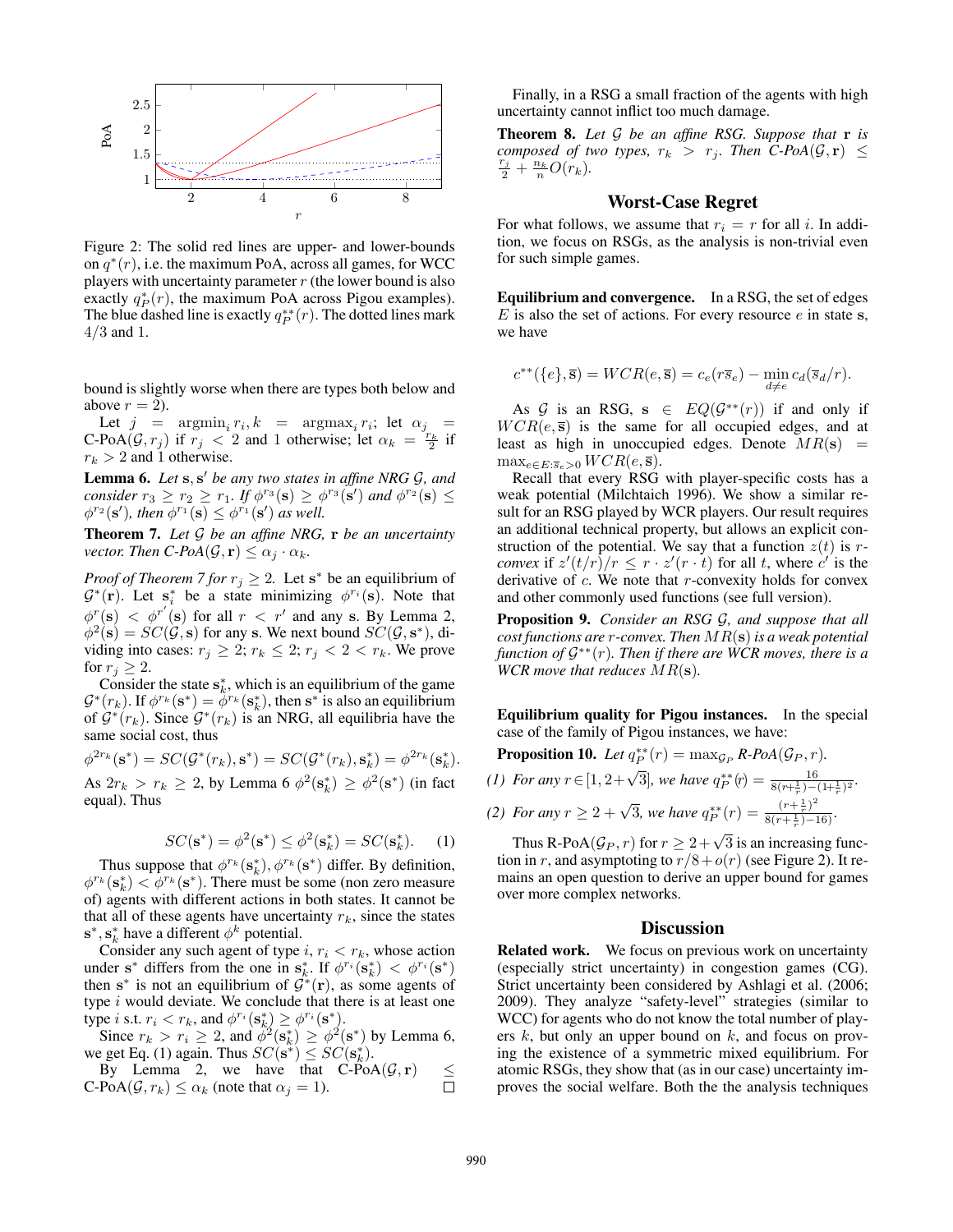Figure 2: The solid red lines are upper- and lower-bounds on $q^*(r)$, i.e. the maximum PoA, across all games, for WCC players with uncertainty parameter $r$ (the lower bound is also exactly $q^*_P(r)$, the maximum PoA across Pigou examples). The blue dashed line is exactly $q^{**}_P(r)$. The dotted lines mark $4/3$ and 1.

bound is slightly worse when there are types both below and above $r = 2$).

Let $j = \text{argmin}_i r_i, k = \text{argmax}_i r_i$; let $\alpha_j =$ C-PoA$(\mathcal{G}, r_j)$ if $r_j < 2$ and 1 otherwise; let $\alpha_k = \frac{r_k}{2}$ if $r_k > 2$ and 1 otherwise.

**Lemma 6.** *Let $\mathbf{s}, \mathbf{s}'$ be any two states in affine NRG $\mathcal{G}$, and consider $r_3 \geq r_2 \geq r_1$. If $\phi^{r_3}(\mathbf{s}) \geq \phi^{r_3}(\mathbf{s}')$ and $\phi^{r_2}(\mathbf{s}) \leq \phi^{r_2}(\mathbf{s}')$, then $\phi^{r_1}(\mathbf{s}) \leq \phi^{r_1}(\mathbf{s}')$ as well.*

**Theorem 7.** *Let $\mathcal{G}$ be an affine NRG, $\mathbf{r}$ be an uncertainty vector. Then C-PoA$(\mathcal{G}, \mathbf{r}) \leq \alpha_j \cdot \alpha_k$.*

*Proof of Theorem 7 for $r_j \geq 2$.* Let $\mathbf{s}^*$ be an equilibrium of $\mathcal{G}^*(\mathbf{r})$. Let $\mathbf{s}^*_i$ be a state minimizing $\phi^{r_i}(\mathbf{s})$. Note that $\phi^r(\mathbf{s}) < \phi^{r'}(\mathbf{s})$ for all $r < r'$ and any $\mathbf{s}$. By Lemma 2, $\phi^2(\mathbf{s}) = SC(\mathcal{G}, \mathbf{s})$ for any $\mathbf{s}$. We next bound $SC(\mathcal{G}, \mathbf{s}^*)$, dividing into cases: $r_j \geq 2$; $r_k \leq 2$; $r_j < 2 < r_k$. We prove for $r_j \geq 2$.

Consider the state $\mathbf{s}^*_k$, which is an equilibrium of the game $\mathcal{G}^*(r_k)$. If $\phi^{r_k}(\mathbf{s}^*) = \phi^{r_k}(\mathbf{s}^*_k)$, then $\mathbf{s}^*$ is also an equilibrium of $\mathcal{G}^*(r_k)$. Since $\mathcal{G}^*(r_k)$ is an NRG, all equilibria have the same social cost, thus

$$\phi^{2r_k}(\mathbf{s}^*) = SC(\mathcal{G}^*(r_k), \mathbf{s}^*) = SC(\mathcal{G}^*(r_k), \mathbf{s}^*_k) = \phi^{2r_k}(\mathbf{s}^*_k).$$

As $2r_k > r_k \geq 2$, by Lemma 6 $\phi^2(\mathbf{s}^*_k) \geq \phi^2(\mathbf{s}^*)$ (in fact equal). Thus

$$SC(\mathbf{s}^*) = \phi^2(\mathbf{s}^*) \leq \phi^2(\mathbf{s}^*_k) = SC(\mathbf{s}^*_k). \quad (1)$$

Thus suppose that $\phi^{r_k}(\mathbf{s}^*_k), \phi^{r_k}(\mathbf{s}^*)$ differ. By definition, $\phi^{r_k}(\mathbf{s}^*_k) < \phi^{r_k}(\mathbf{s}^*)$. There must be some (non zero measure of) agents with different actions in both states. It cannot be that all of these agents have uncertainty $r_k$, since the states $\mathbf{s}^*, \mathbf{s}^*_k$ have a different $\phi^k$ potential.

Consider any such agent of type $i$, $r_i < r_k$, whose action under $\mathbf{s}^*$ differs from the one in $\mathbf{s}^*_k$. If $\phi^{r_i}(\mathbf{s}^*_k) < \phi^{r_i}(\mathbf{s}^*)$ then $\mathbf{s}^*$ is not an equilibrium of $\mathcal{G}^*(\mathbf{r})$, as some agents of type $i$ would deviate. We conclude that there is at least one type $i$ s.t. $r_i < r_k$, and $\phi^{r_i}(\mathbf{s}^*_k) \geq \phi^{r_i}(\mathbf{s}^*)$.

Since $r_k > r_i \geq 2$, and $\phi^2(\mathbf{s}^*_k) \geq \phi^2(\mathbf{s}^*)$ by Lemma 6, we get Eq. (1) again. Thus $SC(\mathbf{s}^*) \leq SC(\mathbf{s}^*_k)$.

By Lemma 2, we have that C-PoA$(\mathcal{G}, \mathbf{r}) \leq$ C-PoA$(\mathcal{G}, r_k) \leq \alpha_k$ (note that $\alpha_j = 1$). □

Finally, in a RSG a small fraction of the agents with high uncertainty cannot inflict too much damage.

**Theorem 8.** *Let $\mathcal{G}$ be an affine RSG. Suppose that $\mathbf{r}$ is composed of two types, $r_k > r_j$. Then C-PoA$(\mathcal{G}, \mathbf{r}) \leq \frac{r_j}{2} + \frac{n_k}{n} O(r_k)$.*

## Worst-Case Regret

For what follows, we assume that $r_i = r$ for all $i$. In addition, we focus on RSGs, as the analysis is non-trivial even for such simple games.

**Equilibrium and convergence.** In a RSG, the set of edges $E$ is also the set of actions. For every resource $e$ in state $\mathbf{s}$, we have

$$c^{**}(\{e\}, \overline{\mathbf{s}}) = WCR(e, \overline{\mathbf{s}}) = c_e(r\overline{s}_e) - \min_{d \neq e} c_d(\overline{s}_d / r).$$

As $\mathcal{G}$ is an RSG, $\mathbf{s} \in EQ(\mathcal{G}^{**}(r))$ if and only if $WCR(e, \overline{\mathbf{s}})$ is the same for all occupied edges, and at least as high in unoccupied edges. Denote $MR(\mathbf{s}) = \max_{e \in E: \overline{s}_e > 0} WCR(e, \overline{\mathbf{s}})$.

Recall that every RSG with player-specific costs has a weak potential (Milchtaich 1996). We show a similar result for an RSG played by WCR players. Our result requires an additional technical property, but allows an explicit construction of the potential. We say that a function $z(t)$ is $r$-*convex* if $z'(t/r)/r \leq r \cdot z'(r \cdot t)$ for all $t$, where $c'$ is the derivative of $c$. We note that $r$-convexity holds for convex and other commonly used functions (see full version).

**Proposition 9.** *Consider an RSG $\mathcal{G}$, and suppose that all cost functions are $r$-convex. Then $MR(\mathbf{s})$ is a weak potential function of $\mathcal{G}^{**}(r)$. Then if there are WCR moves, there is a WCR move that reduces $MR(\mathbf{s})$.*

**Equilibrium quality for Pigou instances.** In the special case of the family of Pigou instances, we have:

**Proposition 10.** *Let $q^{**}_P(r) = \max_{\mathcal{G}_P}$ R-PoA$(\mathcal{G}_P, r)$.*

*(1) For any $r \in [1, 2+\sqrt{3}]$, we have $q^{**}_P(r) = \frac{16}{8(r+\frac{1}{r}) - (1+\frac{1}{r})^2}$.*

*(2) For any $r \geq 2 + \sqrt{3}$, we have $q^{**}_P(r) = \frac{(r+\frac{1}{r})^2}{8(r+\frac{1}{r}) - 16)}$.*

Thus R-PoA$(\mathcal{G}_P, r)$ for $r \geq 2+\sqrt{3}$ is an increasing function in $r$, and asymptoting to $r/8 + o(r)$ (see Figure 2). It remains an open question to derive an upper bound for games over more complex networks.

## Discussion

**Related work.** We focus on previous work on uncertainty (especially strict uncertainty) in congestion games (CG). Strict uncertainty been considered by Ashlagi et al. (2006; 2009). They analyze "safety-level" strategies (similar to WCC) for agents who do not know the total number of players $k$, but only an upper bound on $k$, and focus on proving the existence of a symmetric mixed equilibrium. For atomic RSGs, they show that (as in our case) uncertainty improves the social welfare. Both the the analysis techniques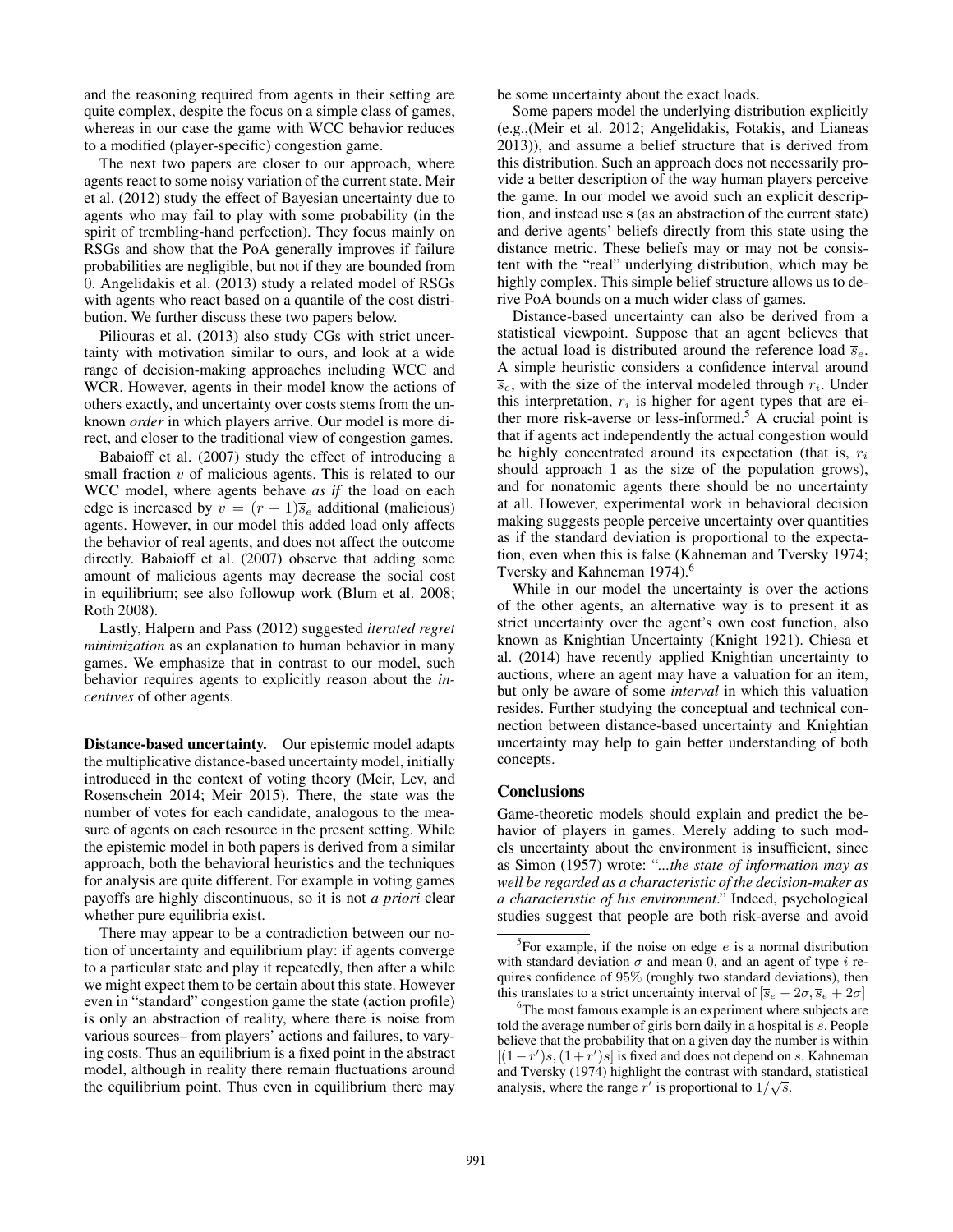and the reasoning required from agents in their setting are quite complex, despite the focus on a simple class of games, whereas in our case the game with WCC behavior reduces to a modified (player-specific) congestion game.

The next two papers are closer to our approach, where agents react to some noisy variation of the current state. Meir et al. (2012) study the effect of Bayesian uncertainty due to agents who may fail to play with some probability (in the spirit of trembling-hand perfection). They focus mainly on RSGs and show that the PoA generally improves if failure probabilities are negligible, but not if they are bounded from 0. Angelidakis et al. (2013) study a related model of RSGs with agents who react based on a quantile of the cost distribution. We further discuss these two papers below.

Piliouras et al. (2013) also study CGs with strict uncertainty with motivation similar to ours, and look at a wide range of decision-making approaches including WCC and WCR. However, agents in their model know the actions of others exactly, and uncertainty over costs stems from the unknown *order* in which players arrive. Our model is more direct, and closer to the traditional view of congestion games.

Babaioff et al. (2007) study the effect of introducing a small fraction $v$ of malicious agents. This is related to our WCC model, where agents behave *as if* the load on each edge is increased by $v = (r-1)\overline{s}_e$ additional (malicious) agents. However, in our model this added load only affects the behavior of real agents, and does not affect the outcome directly. Babaioff et al. (2007) observe that adding some amount of malicious agents may decrease the social cost in equilibrium; see also followup work (Blum et al. 2008; Roth 2008).

Lastly, Halpern and Pass (2012) suggested *iterated regret minimization* as an explanation to human behavior in many games. We emphasize that in contrast to our model, such behavior requires agents to explicitly reason about the *incentives* of other agents.

**Distance-based uncertainty.** Our epistemic model adapts the multiplicative distance-based uncertainty model, initially introduced in the context of voting theory (Meir, Lev, and Rosenschein 2014; Meir 2015). There, the state was the number of votes for each candidate, analogous to the measure of agents on each resource in the present setting. While the epistemic model in both papers is derived from a similar approach, both the behavioral heuristics and the techniques for analysis are quite different. For example in voting games payoffs are highly discontinuous, so it is not *a priori* clear whether pure equilibria exist.

There may appear to be a contradiction between our notion of uncertainty and equilibrium play: if agents converge to a particular state and play it repeatedly, then after a while we might expect them to be certain about this state. However even in "standard" congestion game the state (action profile) is only an abstraction of reality, where there is noise from various sources– from players' actions and failures, to varying costs. Thus an equilibrium is a fixed point in the abstract model, although in reality there remain fluctuations around the equilibrium point. Thus even in equilibrium there may be some uncertainty about the exact loads.

Some papers model the underlying distribution explicitly (e.g.,(Meir et al. 2012; Angelidakis, Fotakis, and Lianeas 2013)), and assume a belief structure that is derived from this distribution. Such an approach does not necessarily provide a better description of the way human players perceive the game. In our model we avoid such an explicit description, and instead use $\mathbf{s}$ (as an abstraction of the current state) and derive agents' beliefs directly from this state using the distance metric. These beliefs may or may not be consistent with the "real" underlying distribution, which may be highly complex. This simple belief structure allows us to derive PoA bounds on a much wider class of games.

Distance-based uncertainty can also be derived from a statistical viewpoint. Suppose that an agent believes that the actual load is distributed around the reference load $\overline{s}_e$. A simple heuristic considers a confidence interval around $\overline{s}_e$, with the size of the interval modeled through $r_i$. Under this interpretation, $r_i$ is higher for agent types that are either more risk-averse or less-informed.[5] A crucial point is that if agents act independently the actual congestion would be highly concentrated around its expectation (that is, $r_i$ should approach 1 as the size of the population grows), and for nonatomic agents there should be no uncertainty at all. However, experimental work in behavioral decision making suggests people perceive uncertainty over quantities as if the standard deviation is proportional to the expectation, even when this is false (Kahneman and Tversky 1974; Tversky and Kahneman 1974).[6]

While in our model the uncertainty is over the actions of the other agents, an alternative way is to present it as strict uncertainty over the agent's own cost function, also known as Knightian Uncertainty (Knight 1921). Chiesa et al. (2014) have recently applied Knightian uncertainty to auctions, where an agent may have a valuation for an item, but only be aware of some *interval* in which this valuation resides. Further studying the conceptual and technical connection between distance-based uncertainty and Knightian uncertainty may help to gain better understanding of both concepts.

## Conclusions

Game-theoretic models should explain and predict the behavior of players in games. Merely adding to such models uncertainty about the environment is insufficient, since as Simon (1957) wrote: "*...the state of information may as well be regarded as a characteristic of the decision-maker as a characteristic of his environment*." Indeed, psychological studies suggest that people are both risk-averse and avoid

---

[5] For example, if the noise on edge $e$ is a normal distribution with standard deviation $\sigma$ and mean 0, and an agent of type $i$ requires confidence of 95% (roughly two standard deviations), then this translates to a strict uncertainty interval of $[\overline{s}_e - 2\sigma, \overline{s}_e + 2\sigma]$

[6] The most famous example is an experiment where subjects are told the average number of girls born daily in a hospital is $s$. People believe that the probability that on a given day the number is within $[(1-r')s, (1+r')s]$ is fixed and does not depend on $s$. Kahneman and Tversky (1974) highlight the contrast with standard, statistical analysis, where the range $r'$ is proportional to $1/\sqrt{s}$.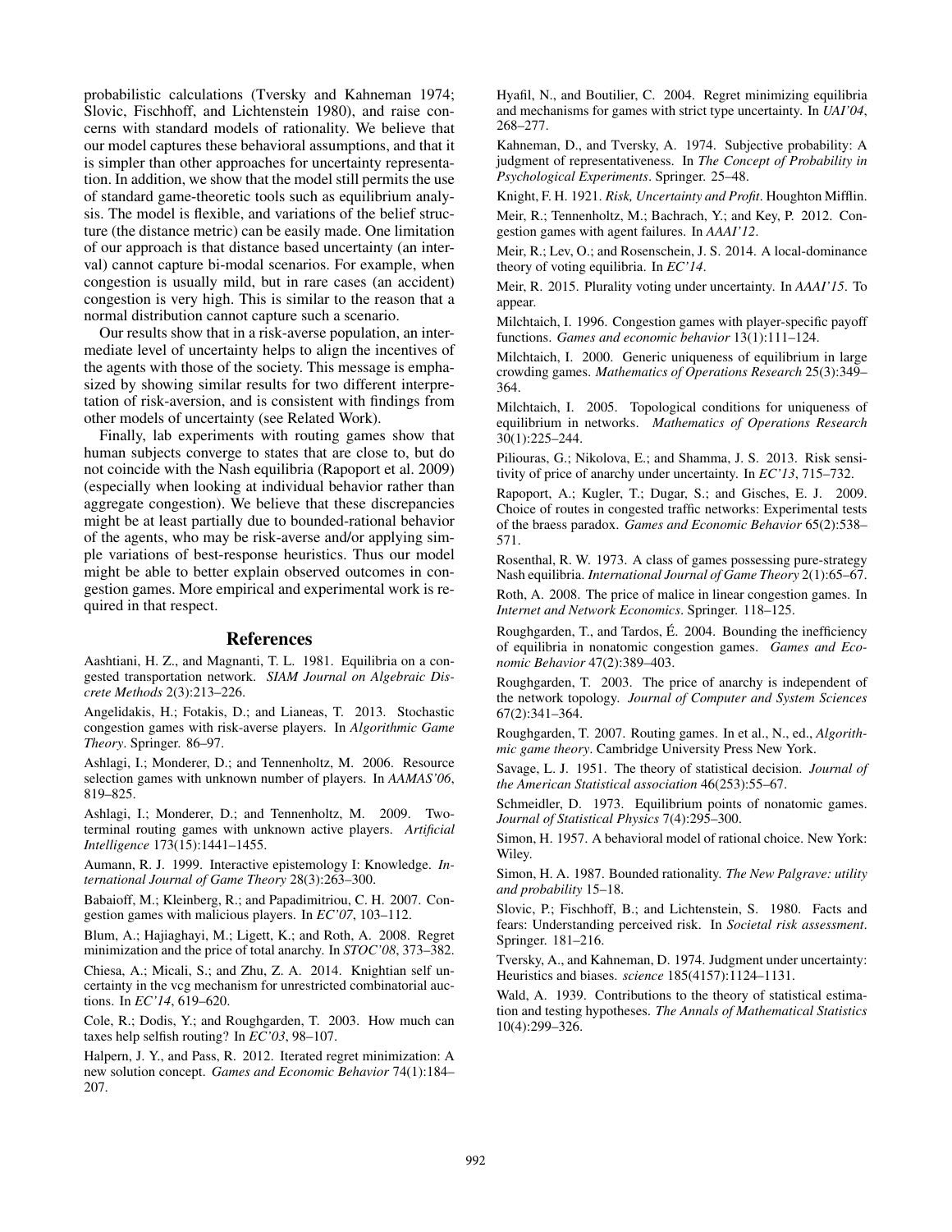probabilistic calculations (Tversky and Kahneman 1974; Slovic, Fischhoff, and Lichtenstein 1980), and raise concerns with standard models of rationality. We believe that our model captures these behavioral assumptions, and that it is simpler than other approaches for uncertainty representation. In addition, we show that the model still permits the use of standard game-theoretic tools such as equilibrium analysis. The model is flexible, and variations of the belief structure (the distance metric) can be easily made. One limitation of our approach is that distance based uncertainty (an interval) cannot capture bi-modal scenarios. For example, when congestion is usually mild, but in rare cases (an accident) congestion is very high. This is similar to the reason that a normal distribution cannot capture such a scenario.

Our results show that in a risk-averse population, an intermediate level of uncertainty helps to align the incentives of the agents with those of the society. This message is emphasized by showing similar results for two different interpretation of risk-aversion, and is consistent with findings from other models of uncertainty (see Related Work).

Finally, lab experiments with routing games show that human subjects converge to states that are close to, but do not coincide with the Nash equilibria (Rapoport et al. 2009) (especially when looking at individual behavior rather than aggregate congestion). We believe that these discrepancies might be at least partially due to bounded-rational behavior of the agents, who may be risk-averse and/or applying simple variations of best-response heuristics. Thus our model might be able to better explain observed outcomes in congestion games. More empirical and experimental work is required in that respect.

## References

Aashtiani, H. Z., and Magnanti, T. L. 1981. Equilibria on a congested transportation network. *SIAM Journal on Algebraic Discrete Methods* 2(3):213–226.

Angelidakis, H.; Fotakis, D.; and Lianeas, T. 2013. Stochastic congestion games with risk-averse players. In *Algorithmic Game Theory*. Springer. 86–97.

Ashlagi, I.; Monderer, D.; and Tennenholtz, M. 2006. Resource selection games with unknown number of players. In *AAMAS'06*, 819–825.

Ashlagi, I.; Monderer, D.; and Tennenholtz, M. 2009. Two-terminal routing games with unknown active players. *Artificial Intelligence* 173(15):1441–1455.

Aumann, R. J. 1999. Interactive epistemology I: Knowledge. *International Journal of Game Theory* 28(3):263–300.

Babaioff, M.; Kleinberg, R.; and Papadimitriou, C. H. 2007. Congestion games with malicious players. In *EC'07*, 103–112.

Blum, A.; Hajiaghayi, M.; Ligett, K.; and Roth, A. 2008. Regret minimization and the price of total anarchy. In *STOC'08*, 373–382.

Chiesa, A.; Micali, S.; and Zhu, Z. A. 2014. Knightian self uncertainty in the vcg mechanism for unrestricted combinatorial auctions. In *EC'14*, 619–620.

Cole, R.; Dodis, Y.; and Roughgarden, T. 2003. How much can taxes help selfish routing? In *EC'03*, 98–107.

Halpern, J. Y., and Pass, R. 2012. Iterated regret minimization: A new solution concept. *Games and Economic Behavior* 74(1):184–207.

Hyafil, N., and Boutilier, C. 2004. Regret minimizing equilibria and mechanisms for games with strict type uncertainty. In *UAI'04*, 268–277.

Kahneman, D., and Tversky, A. 1974. Subjective probability: A judgment of representativeness. In *The Concept of Probability in Psychological Experiments*. Springer. 25–48.

Knight, F. H. 1921. *Risk, Uncertainty and Profit*. Houghton Mifflin.

Meir, R.; Tennenholtz, M.; Bachrach, Y.; and Key, P. 2012. Congestion games with agent failures. In *AAAI'12*.

Meir, R.; Lev, O.; and Rosenschein, J. S. 2014. A local-dominance theory of voting equilibria. In *EC'14*.

Meir, R. 2015. Plurality voting under uncertainty. In *AAAI'15*. To appear.

Milchtaich, I. 1996. Congestion games with player-specific payoff functions. *Games and economic behavior* 13(1):111–124.

Milchtaich, I. 2000. Generic uniqueness of equilibrium in large crowding games. *Mathematics of Operations Research* 25(3):349–364.

Milchtaich, I. 2005. Topological conditions for uniqueness of equilibrium in networks. *Mathematics of Operations Research* 30(1):225–244.

Piliouras, G.; Nikolova, E.; and Shamma, J. S. 2013. Risk sensitivity of price of anarchy under uncertainty. In *EC'13*, 715–732.

Rapoport, A.; Kugler, T.; Dugar, S.; and Gisches, E. J. 2009. Choice of routes in congested traffic networks: Experimental tests of the braess paradox. *Games and Economic Behavior* 65(2):538–571.

Rosenthal, R. W. 1973. A class of games possessing pure-strategy Nash equilibria. *International Journal of Game Theory* 2(1):65–67.

Roth, A. 2008. The price of malice in linear congestion games. In *Internet and Network Economics*. Springer. 118–125.

Roughgarden, T., and Tardos, É. 2004. Bounding the inefficiency of equilibria in nonatomic congestion games. *Games and Economic Behavior* 47(2):389–403.

Roughgarden, T. 2003. The price of anarchy is independent of the network topology. *Journal of Computer and System Sciences* 67(2):341–364.

Roughgarden, T. 2007. Routing games. In et al., N., ed., *Algorithmic game theory*. Cambridge University Press New York.

Savage, L. J. 1951. The theory of statistical decision. *Journal of the American Statistical association* 46(253):55–67.

Schmeidler, D. 1973. Equilibrium points of nonatomic games. *Journal of Statistical Physics* 7(4):295–300.

Simon, H. 1957. A behavioral model of rational choice. New York: Wiley.

Simon, H. A. 1987. Bounded rationality. *The New Palgrave: utility and probability* 15–18.

Slovic, P.; Fischhoff, B.; and Lichtenstein, S. 1980. Facts and fears: Understanding perceived risk. In *Societal risk assessment*. Springer. 181–216.

Tversky, A., and Kahneman, D. 1974. Judgment under uncertainty: Heuristics and biases. *science* 185(4157):1124–1131.

Wald, A. 1939. Contributions to the theory of statistical estimation and testing hypotheses. *The Annals of Mathematical Statistics* 10(4):299–326.